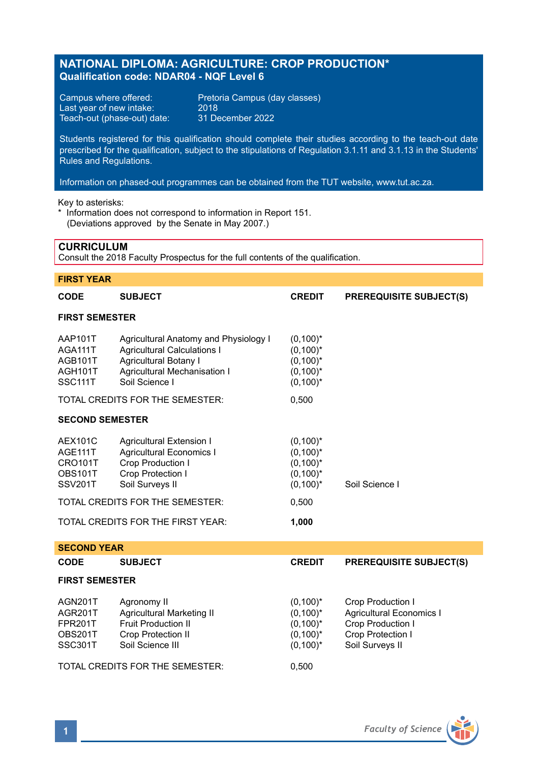# NATIONAL DIPLOMA: AGRICULTURE: CROP PRODUCTION*
**Qualification code: NDAR04 - NQF Level 6**

Campus where offered: Pretoria Campus (day classes)
Last year of new intake: 2018
Teach-out (phase-out) date: 31 December 2022

Students registered for this qualification should complete their studies according to the teach-out date prescribed for the qualification, subject to the stipulations of Regulation 3.1.11 and 3.1.13 in the Students' Rules and Regulations.

Information on phased-out programmes can be obtained from the TUT website, www.tut.ac.za.

Key to asterisks:
* Information does not correspond to information in Report 151. (Deviations approved by the Senate in May 2007.)

## CURRICULUM

Consult the 2018 Faculty Prospectus for the full contents of the qualification.

### FIRST YEAR

| CODE | SUBJECT | CREDIT | PREREQUISITE SUBJECT(S) |
|---|---|---|---|
| **FIRST SEMESTER** | | | |
| AAP101T | Agricultural Anatomy and Physiology I | (0,100)* | |
| AGA111T | Agricultural Calculations I | (0,100)* | |
| AGB101T | Agricultural Botany I | (0,100)* | |
| AGH101T | Agricultural Mechanisation I | (0,100)* | |
| SSC111T | Soil Science I | (0,100)* | |
| TOTAL CREDITS FOR THE SEMESTER: | | 0,500 | |
| **SECOND SEMESTER** | | | |
| AEX101C | Agricultural Extension I | (0,100)* | |
| AGE111T | Agricultural Economics I | (0,100)* | |
| CRO101T | Crop Production I | (0,100)* | |
| OBS101T | Crop Protection I | (0,100)* | |
| SSV201T | Soil Surveys II | (0,100)* | Soil Science I |
| TOTAL CREDITS FOR THE SEMESTER: | | 0,500 | |
| TOTAL CREDITS FOR THE FIRST YEAR: | | **1,000** | |

### SECOND YEAR

| CODE | SUBJECT | CREDIT | PREREQUISITE SUBJECT(S) |
|---|---|---|---|
| **FIRST SEMESTER** | | | |
| AGN201T | Agronomy II | (0,100)* | Crop Production I |
| AGR201T | Agricultural Marketing II | (0,100)* | Agricultural Economics I |
| FPR201T | Fruit Production II | (0,100)* | Crop Production I |
| OBS201T | Crop Protection II | (0,100)* | Crop Protection I |
| SSC301T | Soil Science III | (0,100)* | Soil Surveys II |
| TOTAL CREDITS FOR THE SEMESTER: | | 0,500 | |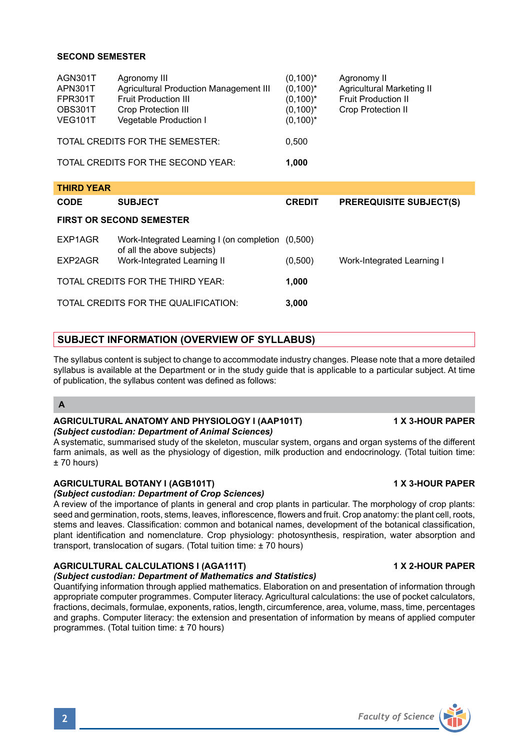**SECOND SEMESTER**

| | | | |
|---|---|---|---|
| AGN301T | Agronomy III | (0,100)* | Agronomy II |
| APN301T | Agricultural Production Management III | (0,100)* | Agricultural Marketing II |
| FPR301T | Fruit Production III | (0,100)* | Fruit Production II |
| OBS301T | Crop Protection III | (0,100)* | Crop Protection II |
| VEG101T | Vegetable Production I | (0,100)* | |
| TOTAL CREDITS FOR THE SEMESTER: | | 0,500 | |
| TOTAL CREDITS FOR THE SECOND YEAR: | | **1,000** | |

**THIRD YEAR**

| CODE | SUBJECT | CREDIT | PREREQUISITE SUBJECT(S) |
|---|---|---|---|
| **FIRST OR SECOND SEMESTER** | | | |
| EXP1AGR | Work-Integrated Learning I (on completion of all the above subjects) | (0,500) | |
| EXP2AGR | Work-Integrated Learning II | (0,500) | Work-Integrated Learning I |
| TOTAL CREDITS FOR THE THIRD YEAR: | | **1,000** | |
| TOTAL CREDITS FOR THE QUALIFICATION: | | **3,000** | |

## SUBJECT INFORMATION (OVERVIEW OF SYLLABUS)

The syllabus content is subject to change to accommodate industry changes. Please note that a more detailed syllabus is available at the Department or in the study guide that is applicable to a particular subject. At time of publication, the syllabus content was defined as follows:

### A

**AGRICULTURAL ANATOMY AND PHYSIOLOGY I (AAP101T) — 1 X 3-HOUR PAPER**
***(Subject custodian: Department of Animal Sciences)***
A systematic, summarised study of the skeleton, muscular system, organs and organ systems of the different farm animals, as well as the physiology of digestion, milk production and endocrinology. (Total tuition time: ± 70 hours)

**AGRICULTURAL BOTANY I (AGB101T) — 1 X 3-HOUR PAPER**
***(Subject custodian: Department of Crop Sciences)***
A review of the importance of plants in general and crop plants in particular. The morphology of crop plants: seed and germination, roots, stems, leaves, inflorescence, flowers and fruit. Crop anatomy: the plant cell, roots, stems and leaves. Classification: common and botanical names, development of the botanical classification, plant identification and nomenclature. Crop physiology: photosynthesis, respiration, water absorption and transport, translocation of sugars. (Total tuition time: ± 70 hours)

**AGRICULTURAL CALCULATIONS I (AGA111T) — 1 X 2-HOUR PAPER**
***(Subject custodian: Department of Mathematics and Statistics)***
Quantifying information through applied mathematics. Elaboration on and presentation of information through appropriate computer programmes. Computer literacy. Agricultural calculations: the use of pocket calculators, fractions, decimals, formulae, exponents, ratios, length, circumference, area, volume, mass, time, percentages and graphs. Computer literacy: the extension and presentation of information by means of applied computer programmes. (Total tuition time: ± 70 hours)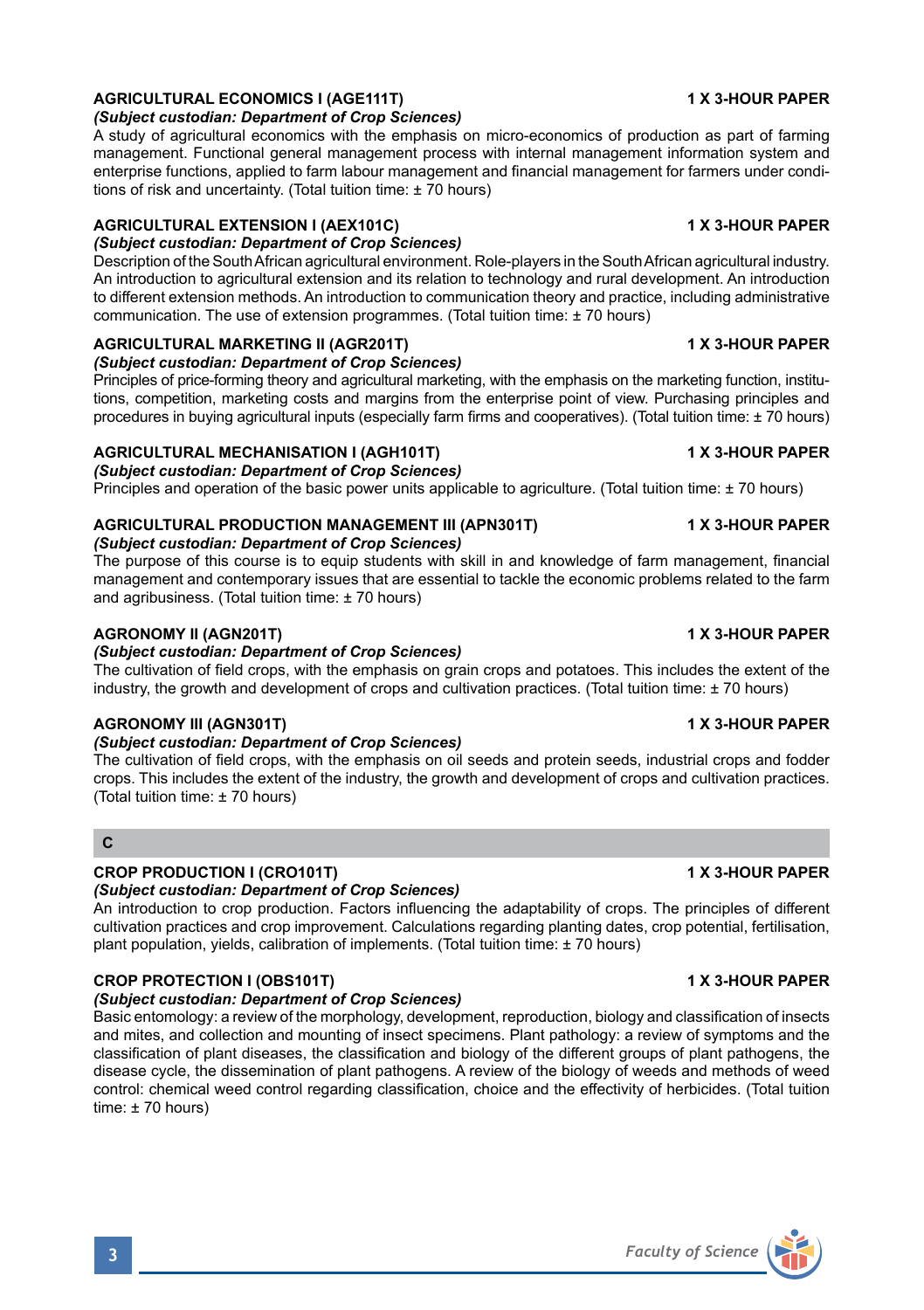### AGRICULTURAL ECONOMICS I (AGE111T) — 1 X 3-HOUR PAPER

***(Subject custodian: Department of Crop Sciences)***

A study of agricultural economics with the emphasis on micro-economics of production as part of farming management. Functional general management process with internal management information system and enterprise functions, applied to farm labour management and financial management for farmers under conditions of risk and uncertainty. (Total tuition time: ± 70 hours)

### AGRICULTURAL EXTENSION I (AEX101C) — 1 X 3-HOUR PAPER

***(Subject custodian: Department of Crop Sciences)***

Description of the South African agricultural environment. Role-players in the South African agricultural industry. An introduction to agricultural extension and its relation to technology and rural development. An introduction to different extension methods. An introduction to communication theory and practice, including administrative communication. The use of extension programmes. (Total tuition time: ± 70 hours)

### AGRICULTURAL MARKETING II (AGR201T) — 1 X 3-HOUR PAPER

***(Subject custodian: Department of Crop Sciences)***

Principles of price-forming theory and agricultural marketing, with the emphasis on the marketing function, institutions, competition, marketing costs and margins from the enterprise point of view. Purchasing principles and procedures in buying agricultural inputs (especially farm firms and cooperatives). (Total tuition time: ± 70 hours)

### AGRICULTURAL MECHANISATION I (AGH101T) — 1 X 3-HOUR PAPER

***(Subject custodian: Department of Crop Sciences)***

Principles and operation of the basic power units applicable to agriculture. (Total tuition time: ± 70 hours)

### AGRICULTURAL PRODUCTION MANAGEMENT III (APN301T) — 1 X 3-HOUR PAPER

***(Subject custodian: Department of Crop Sciences)***

The purpose of this course is to equip students with skill in and knowledge of farm management, financial management and contemporary issues that are essential to tackle the economic problems related to the farm and agribusiness. (Total tuition time: ± 70 hours)

### AGRONOMY II (AGN201T) — 1 X 3-HOUR PAPER

***(Subject custodian: Department of Crop Sciences)***

The cultivation of field crops, with the emphasis on grain crops and potatoes. This includes the extent of the industry, the growth and development of crops and cultivation practices. (Total tuition time: ± 70 hours)

### AGRONOMY III (AGN301T) — 1 X 3-HOUR PAPER

***(Subject custodian: Department of Crop Sciences)***

The cultivation of field crops, with the emphasis on oil seeds and protein seeds, industrial crops and fodder crops. This includes the extent of the industry, the growth and development of crops and cultivation practices. (Total tuition time: ± 70 hours)

## C

### CROP PRODUCTION I (CRO101T) — 1 X 3-HOUR PAPER

***(Subject custodian: Department of Crop Sciences)***

An introduction to crop production. Factors influencing the adaptability of crops. The principles of different cultivation practices and crop improvement. Calculations regarding planting dates, crop potential, fertilisation, plant population, yields, calibration of implements. (Total tuition time: ± 70 hours)

### CROP PROTECTION I (OBS101T) — 1 X 3-HOUR PAPER

***(Subject custodian: Department of Crop Sciences)***

Basic entomology: a review of the morphology, development, reproduction, biology and classification of insects and mites, and collection and mounting of insect specimens. Plant pathology: a review of symptoms and the classification of plant diseases, the classification and biology of the different groups of plant pathogens, the disease cycle, the dissemination of plant pathogens. A review of the biology of weeds and methods of weed control: chemical weed control regarding classification, choice and the effectivity of herbicides. (Total tuition time: ± 70 hours)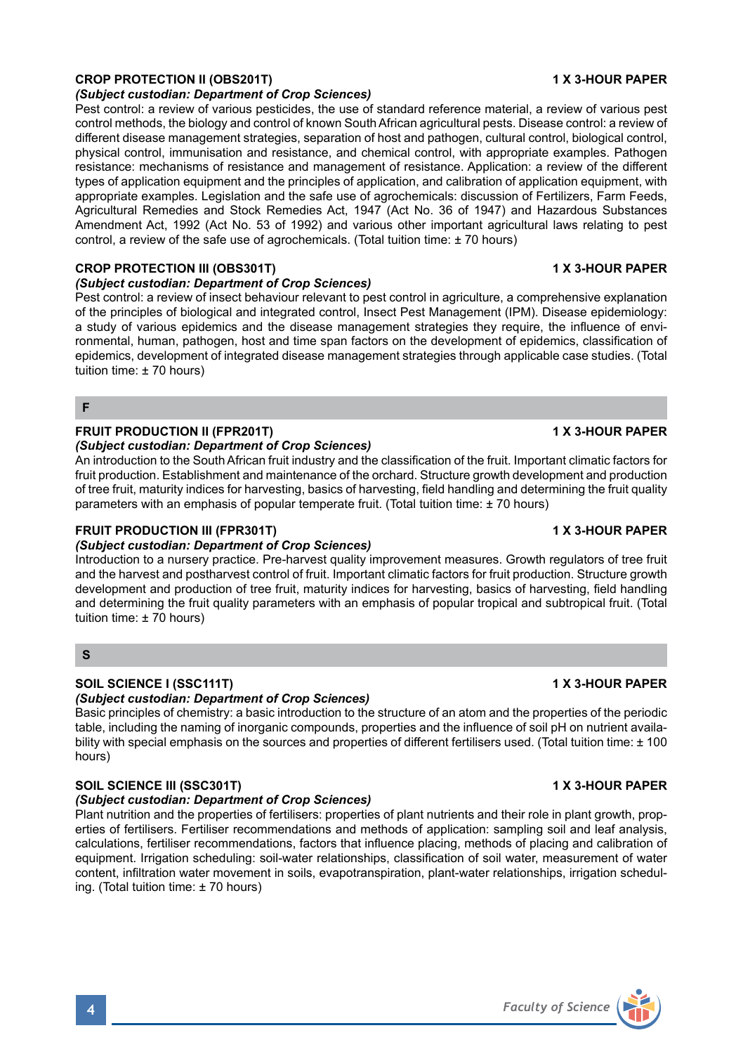### CROP PROTECTION II (OBS201T) — 1 X 3-HOUR PAPER

***(Subject custodian: Department of Crop Sciences)***

Pest control: a review of various pesticides, the use of standard reference material, a review of various pest control methods, the biology and control of known South African agricultural pests. Disease control: a review of different disease management strategies, separation of host and pathogen, cultural control, biological control, physical control, immunisation and resistance, and chemical control, with appropriate examples. Pathogen resistance: mechanisms of resistance and management of resistance. Application: a review of the different types of application equipment and the principles of application, and calibration of application equipment, with appropriate examples. Legislation and the safe use of agrochemicals: discussion of Fertilizers, Farm Feeds, Agricultural Remedies and Stock Remedies Act, 1947 (Act No. 36 of 1947) and Hazardous Substances Amendment Act, 1992 (Act No. 53 of 1992) and various other important agricultural laws relating to pest control, a review of the safe use of agrochemicals. (Total tuition time: ± 70 hours)

### CROP PROTECTION III (OBS301T) — 1 X 3-HOUR PAPER

***(Subject custodian: Department of Crop Sciences)***

Pest control: a review of insect behaviour relevant to pest control in agriculture, a comprehensive explanation of the principles of biological and integrated control, Insect Pest Management (IPM). Disease epidemiology: a study of various epidemics and the disease management strategies they require, the influence of environmental, human, pathogen, host and time span factors on the development of epidemics, classification of epidemics, development of integrated disease management strategies through applicable case studies. (Total tuition time: ± 70 hours)

## F

### FRUIT PRODUCTION II (FPR201T) — 1 X 3-HOUR PAPER

***(Subject custodian: Department of Crop Sciences)***

An introduction to the South African fruit industry and the classification of the fruit. Important climatic factors for fruit production. Establishment and maintenance of the orchard. Structure growth development and production of tree fruit, maturity indices for harvesting, basics of harvesting, field handling and determining the fruit quality parameters with an emphasis of popular temperate fruit. (Total tuition time: ± 70 hours)

### FRUIT PRODUCTION III (FPR301T) — 1 X 3-HOUR PAPER

***(Subject custodian: Department of Crop Sciences)***

Introduction to a nursery practice. Pre-harvest quality improvement measures. Growth regulators of tree fruit and the harvest and postharvest control of fruit. Important climatic factors for fruit production. Structure growth development and production of tree fruit, maturity indices for harvesting, basics of harvesting, field handling and determining the fruit quality parameters with an emphasis of popular tropical and subtropical fruit. (Total tuition time: ± 70 hours)

## S

### SOIL SCIENCE I (SSC111T) — 1 X 3-HOUR PAPER

***(Subject custodian: Department of Crop Sciences)***

Basic principles of chemistry: a basic introduction to the structure of an atom and the properties of the periodic table, including the naming of inorganic compounds, properties and the influence of soil pH on nutrient availability with special emphasis on the sources and properties of different fertilisers used. (Total tuition time: ± 100 hours)

### SOIL SCIENCE III (SSC301T) — 1 X 3-HOUR PAPER

***(Subject custodian: Department of Crop Sciences)***

Plant nutrition and the properties of fertilisers: properties of plant nutrients and their role in plant growth, properties of fertilisers. Fertiliser recommendations and methods of application: sampling soil and leaf analysis, calculations, fertiliser recommendations, factors that influence placing, methods of placing and calibration of equipment. Irrigation scheduling: soil-water relationships, classification of soil water, measurement of water content, infiltration water movement in soils, evapotranspiration, plant-water relationships, irrigation scheduling. (Total tuition time: ± 70 hours)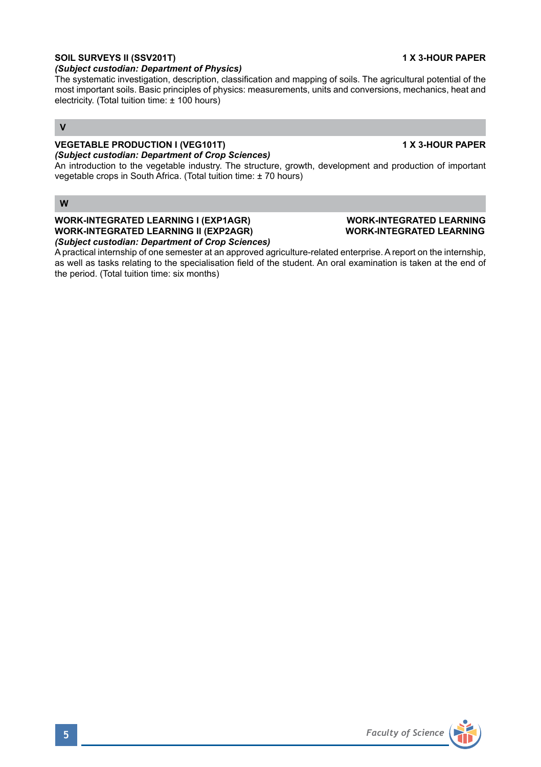**SOIL SURVEYS II (SSV201T)** **1 X 3-HOUR PAPER**

***(Subject custodian: Department of Physics)***

The systematic investigation, description, classification and mapping of soils. The agricultural potential of the most important soils. Basic principles of physics: measurements, units and conversions, mechanics, heat and electricity. (Total tuition time: ± 100 hours)

## V

**VEGETABLE PRODUCTION I (VEG101T)** **1 X 3-HOUR PAPER**

***(Subject custodian: Department of Crop Sciences)***

An introduction to the vegetable industry. The structure, growth, development and production of important vegetable crops in South Africa. (Total tuition time: ± 70 hours)

## W

**WORK-INTEGRATED LEARNING I (EXP1AGR)** **WORK-INTEGRATED LEARNING**

**WORK-INTEGRATED LEARNING II (EXP2AGR)** **WORK-INTEGRATED LEARNING**

***(Subject custodian: Department of Crop Sciences)***

A practical internship of one semester at an approved agriculture-related enterprise. A report on the internship, as well as tasks relating to the specialisation field of the student. An oral examination is taken at the end of the period. (Total tuition time: six months)